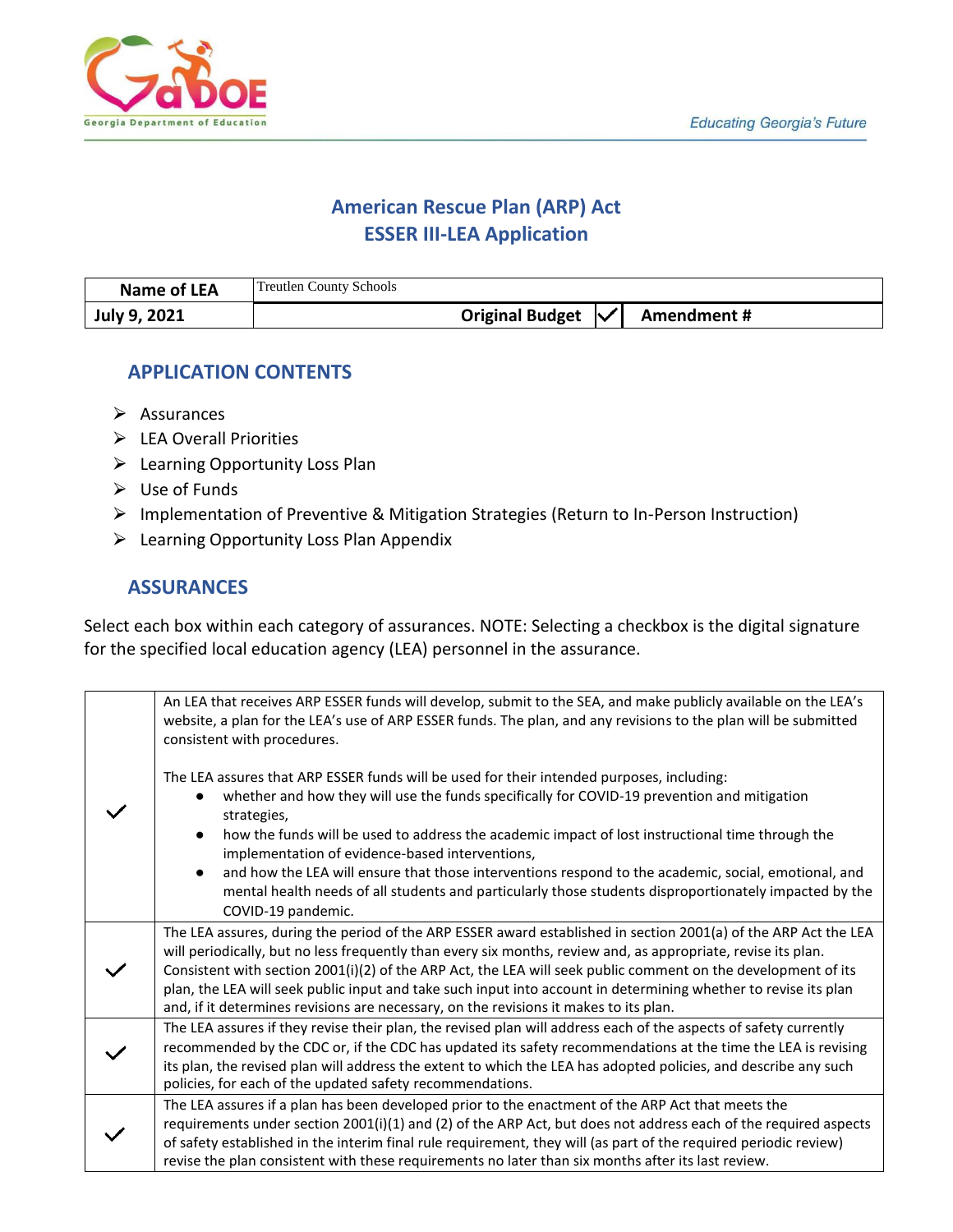Educating Georgia's Future

# American Rescue Plan (ARP) Act
# ESSER III-LEA Application

| Name of LEA | Treutlen County Schools | | |
|---|---|---|---|
| July 9, 2021 | Original Budget | ✓ | Amendment # |

## APPLICATION CONTENTS

- Assurances
- LEA Overall Priorities
- Learning Opportunity Loss Plan
- Use of Funds
- Implementation of Preventive & Mitigation Strategies (Return to In-Person Instruction)
- Learning Opportunity Loss Plan Appendix

## ASSURANCES

Select each box within each category of assurances. NOTE: Selecting a checkbox is the digital signature for the specified local education agency (LEA) personnel in the assurance.

| | |
|---|---|
| ✓ | An LEA that receives ARP ESSER funds will develop, submit to the SEA, and make publicly available on the LEA's website, a plan for the LEA's use of ARP ESSER funds. The plan, and any revisions to the plan will be submitted consistent with procedures.<br><br>The LEA assures that ARP ESSER funds will be used for their intended purposes, including:<br>● whether and how they will use the funds specifically for COVID-19 prevention and mitigation strategies,<br>● how the funds will be used to address the academic impact of lost instructional time through the implementation of evidence-based interventions,<br>● and how the LEA will ensure that those interventions respond to the academic, social, emotional, and mental health needs of all students and particularly those students disproportionately impacted by the COVID-19 pandemic. |
| ✓ | The LEA assures, during the period of the ARP ESSER award established in section 2001(a) of the ARP Act the LEA will periodically, but no less frequently than every six months, review and, as appropriate, revise its plan. Consistent with section 2001(i)(2) of the ARP Act, the LEA will seek public comment on the development of its plan, the LEA will seek public input and take such input into account in determining whether to revise its plan and, if it determines revisions are necessary, on the revisions it makes to its plan. |
| ✓ | The LEA assures if they revise their plan, the revised plan will address each of the aspects of safety currently recommended by the CDC or, if the CDC has updated its safety recommendations at the time the LEA is revising its plan, the revised plan will address the extent to which the LEA has adopted policies, and describe any such policies, for each of the updated safety recommendations. |
| ✓ | The LEA assures if a plan has been developed prior to the enactment of the ARP Act that meets the requirements under section 2001(i)(1) and (2) of the ARP Act, but does not address each of the required aspects of safety established in the interim final rule requirement, they will (as part of the required periodic review) revise the plan consistent with these requirements no later than six months after its last review. |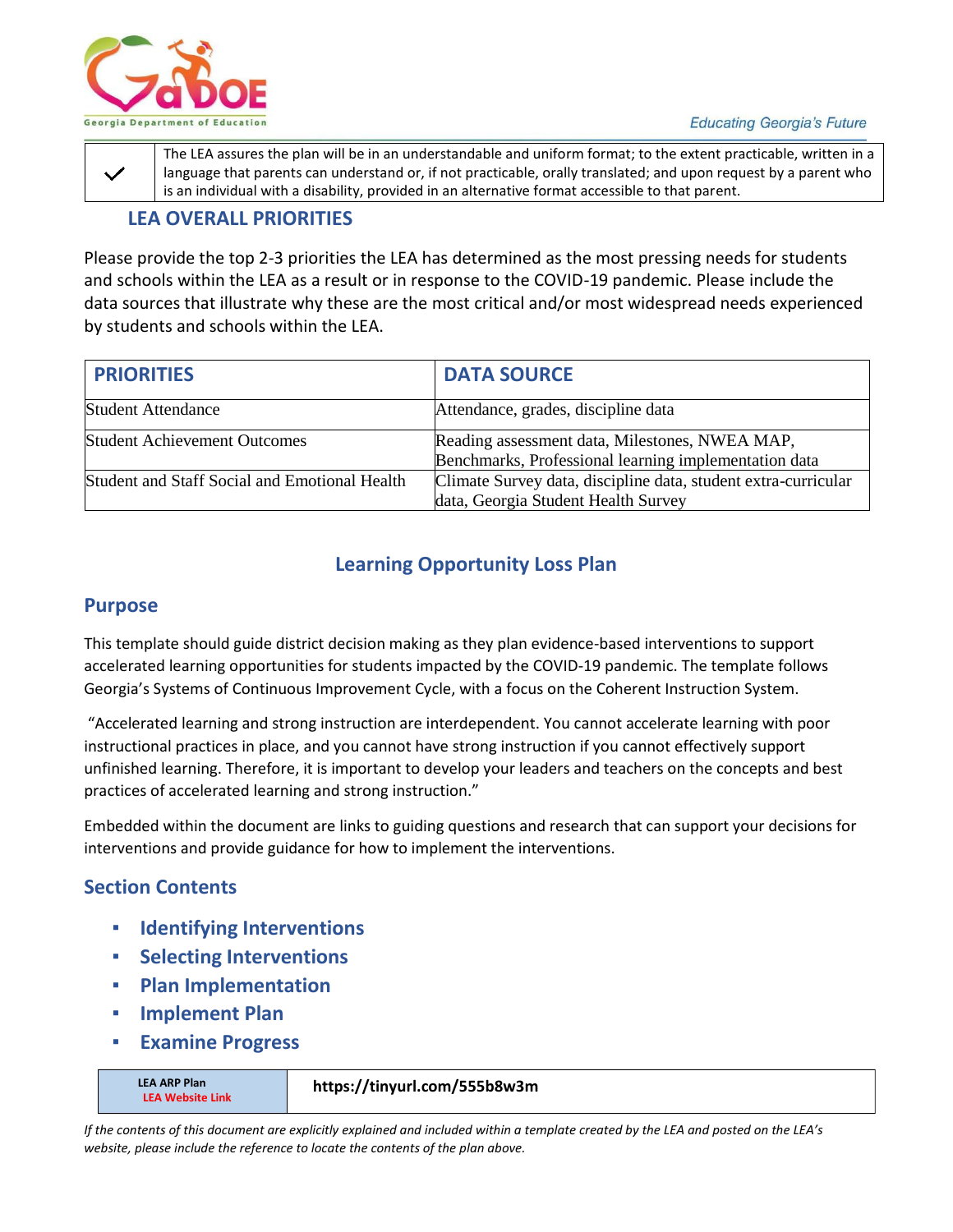| ✓ | The LEA assures the plan will be in an understandable and uniform format; to the extent practicable, written in a language that parents can understand or, if not practicable, orally translated; and upon request by a parent who is an individual with a disability, provided in an alternative format accessible to that parent. |
|---|---|

## LEA OVERALL PRIORITIES

Please provide the top 2-3 priorities the LEA has determined as the most pressing needs for students and schools within the LEA as a result or in response to the COVID-19 pandemic. Please include the data sources that illustrate why these are the most critical and/or most widespread needs experienced by students and schools within the LEA.

| PRIORITIES | DATA SOURCE |
|---|---|
| Student Attendance | Attendance, grades, discipline data |
| Student Achievement Outcomes | Reading assessment data, Milestones, NWEA MAP, Benchmarks, Professional learning implementation data |
| Student and Staff Social and Emotional Health | Climate Survey data, discipline data, student extra-curricular data, Georgia Student Health Survey |

# Learning Opportunity Loss Plan

## Purpose

This template should guide district decision making as they plan evidence-based interventions to support accelerated learning opportunities for students impacted by the COVID-19 pandemic. The template follows Georgia's Systems of Continuous Improvement Cycle, with a focus on the Coherent Instruction System.

"Accelerated learning and strong instruction are interdependent. You cannot accelerate learning with poor instructional practices in place, and you cannot have strong instruction if you cannot effectively support unfinished learning. Therefore, it is important to develop your leaders and teachers on the concepts and best practices of accelerated learning and strong instruction."

Embedded within the document are links to guiding questions and research that can support your decisions for interventions and provide guidance for how to implement the interventions.

## Section Contents

- Identifying Interventions
- Selecting Interventions
- Plan Implementation
- Implement Plan
- Examine Progress

| LEA ARP Plan<br>LEA Website Link | https://tinyurl.com/555b8w3m |
|---|---|

*If the contents of this document are explicitly explained and included within a template created by the LEA and posted on the LEA's website, please include the reference to locate the contents of the plan above.*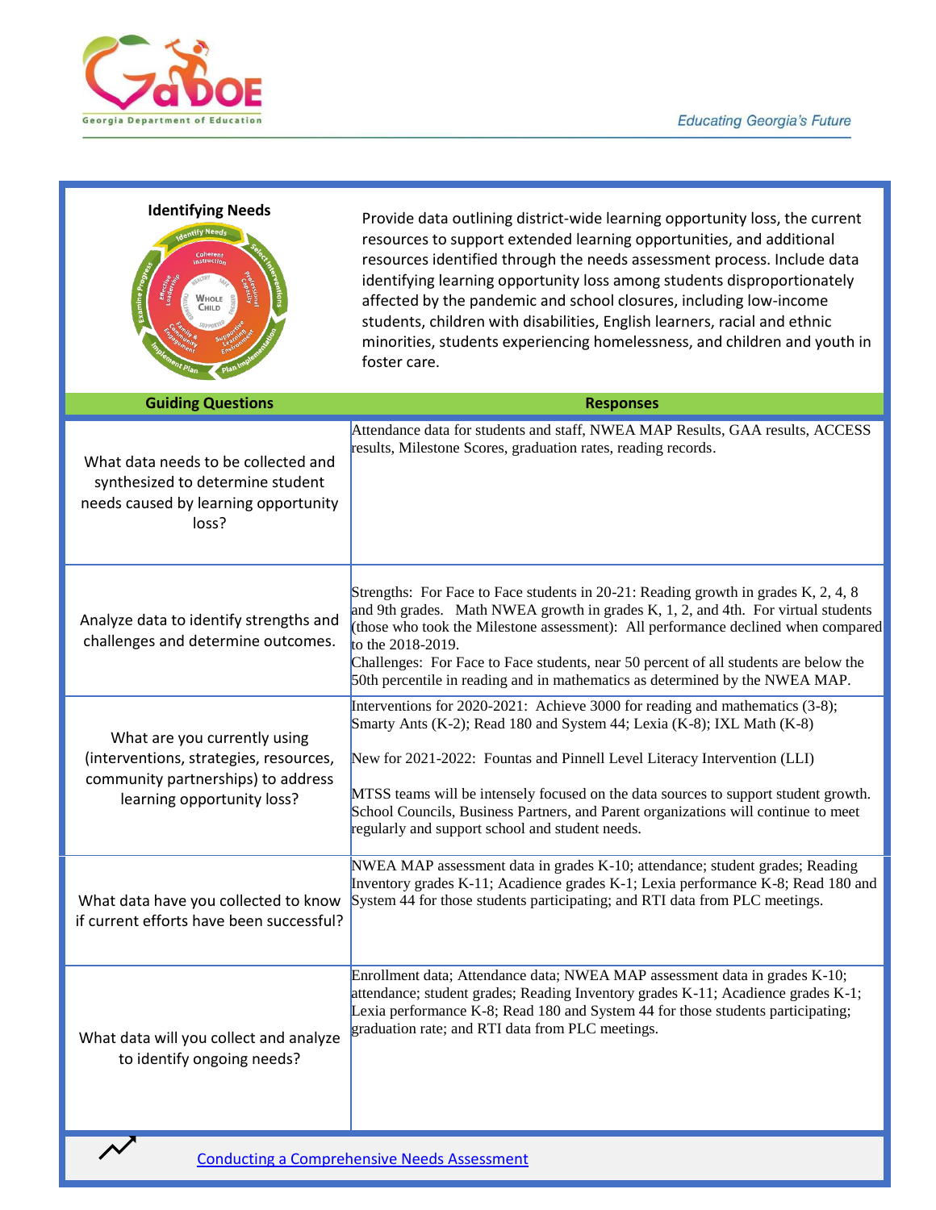## Identifying Needs

Provide data outlining district-wide learning opportunity loss, the current resources to support extended learning opportunities, and additional resources identified through the needs assessment process. Include data identifying learning opportunity loss among students disproportionately affected by the pandemic and school closures, including low-income students, children with disabilities, English learners, racial and ethnic minorities, students experiencing homelessness, and children and youth in foster care.

| Guiding Questions | Responses |
|---|---|
| What data needs to be collected and synthesized to determine student needs caused by learning opportunity loss? | Attendance data for students and staff, NWEA MAP Results, GAA results, ACCESS results, Milestone Scores, graduation rates, reading records. |
| Analyze data to identify strengths and challenges and determine outcomes. | Strengths: For Face to Face students in 20-21: Reading growth in grades K, 2, 4, 8 and 9th grades. Math NWEA growth in grades K, 1, 2, and 4th. For virtual students (those who took the Milestone assessment): All performance declined when compared to the 2018-2019.<br>Challenges: For Face to Face students, near 50 percent of all students are below the 50th percentile in reading and in mathematics as determined by the NWEA MAP. |
| What are you currently using (interventions, strategies, resources, community partnerships) to address learning opportunity loss? | Interventions for 2020-2021: Achieve 3000 for reading and mathematics (3-8); Smarty Ants (K-2); Read 180 and System 44; Lexia (K-8); IXL Math (K-8)<br><br>New for 2021-2022: Fountas and Pinnell Level Literacy Intervention (LLI)<br><br>MTSS teams will be intensely focused on the data sources to support student growth. School Councils, Business Partners, and Parent organizations will continue to meet regularly and support school and student needs. |
| What data have you collected to know if current efforts have been successful? | NWEA MAP assessment data in grades K-10; attendance; student grades; Reading Inventory grades K-11; Acadience grades K-1; Lexia performance K-8; Read 180 and System 44 for those students participating; and RTI data from PLC meetings. |
| What data will you collect and analyze to identify ongoing needs? | Enrollment data; Attendance data; NWEA MAP assessment data in grades K-10; attendance; student grades; Reading Inventory grades K-11; Acadience grades K-1; Lexia performance K-8; Read 180 and System 44 for those students participating; graduation rate; and RTI data from PLC meetings. |

Conducting a Comprehensive Needs Assessment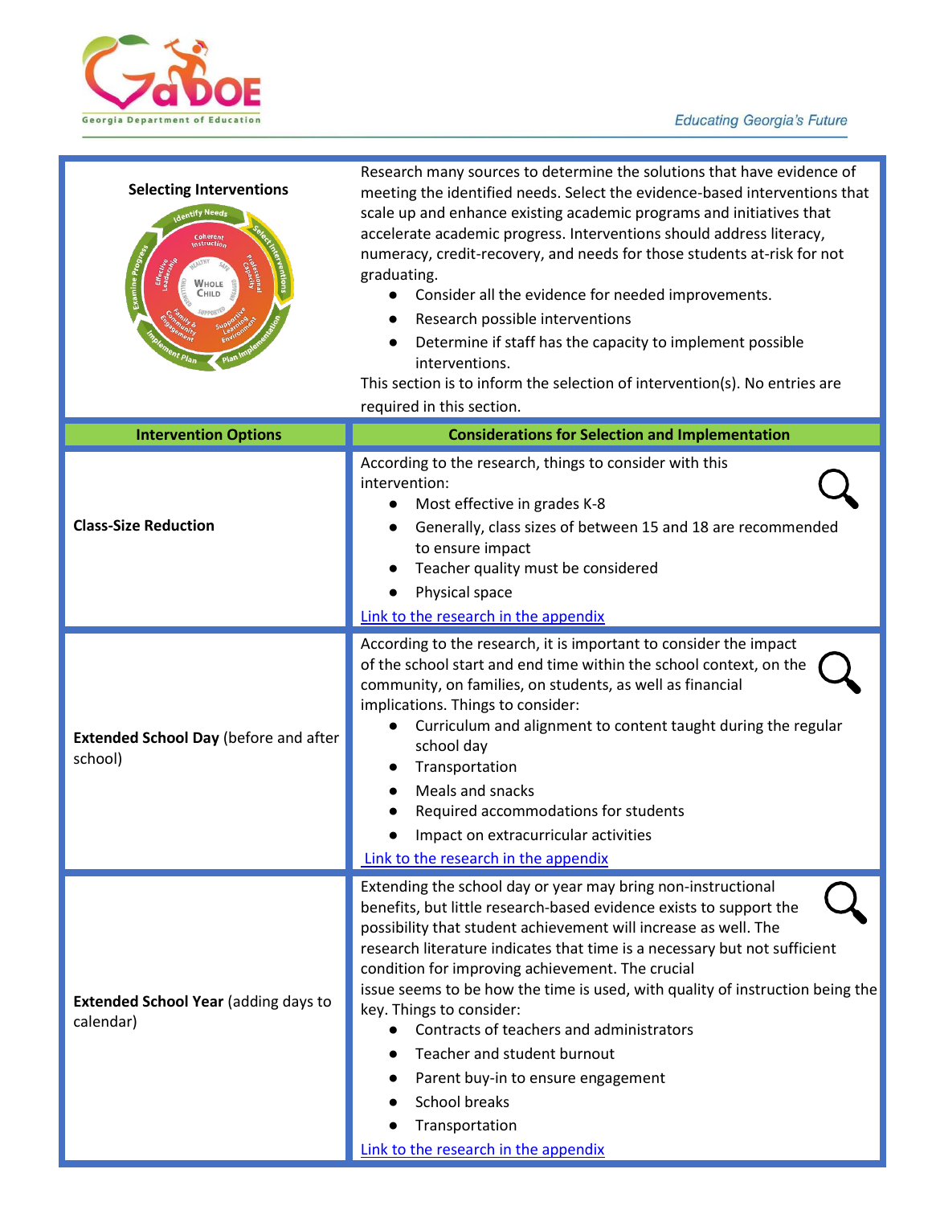| Selecting Interventions | Research many sources to determine the solutions that have evidence of meeting the identified needs. Select the evidence-based interventions that scale up and enhance existing academic programs and initiatives that accelerate academic progress. Interventions should address literacy, numeracy, credit-recovery, and needs for those students at-risk for not graduating.<br>● Consider all the evidence for needed improvements.<br>● Research possible interventions<br>● Determine if staff has the capacity to implement possible interventions.<br>This section is to inform the selection of intervention(s). No entries are required in this section. |
|---|---|
| **Intervention Options** | **Considerations for Selection and Implementation** |
| **Class-Size Reduction** | According to the research, things to consider with this intervention:<br>● Most effective in grades K-8<br>● Generally, class sizes of between 15 and 18 are recommended to ensure impact<br>● Teacher quality must be considered<br>● Physical space<br>Link to the research in the appendix |
| **Extended School Day** (before and after school) | According to the research, it is important to consider the impact of the school start and end time within the school context, on the community, on families, on students, as well as financial implications. Things to consider:<br>● Curriculum and alignment to content taught during the regular school day<br>● Transportation<br>● Meals and snacks<br>● Required accommodations for students<br>● Impact on extracurricular activities<br>Link to the research in the appendix |
| **Extended School Year** (adding days to calendar) | Extending the school day or year may bring non-instructional benefits, but little research-based evidence exists to support the possibility that student achievement will increase as well. The research literature indicates that time is a necessary but not sufficient condition for improving achievement. The crucial issue seems to be how the time is used, with quality of instruction being the key. Things to consider:<br>● Contracts of teachers and administrators<br>● Teacher and student burnout<br>● Parent buy-in to ensure engagement<br>● School breaks<br>● Transportation<br>Link to the research in the appendix |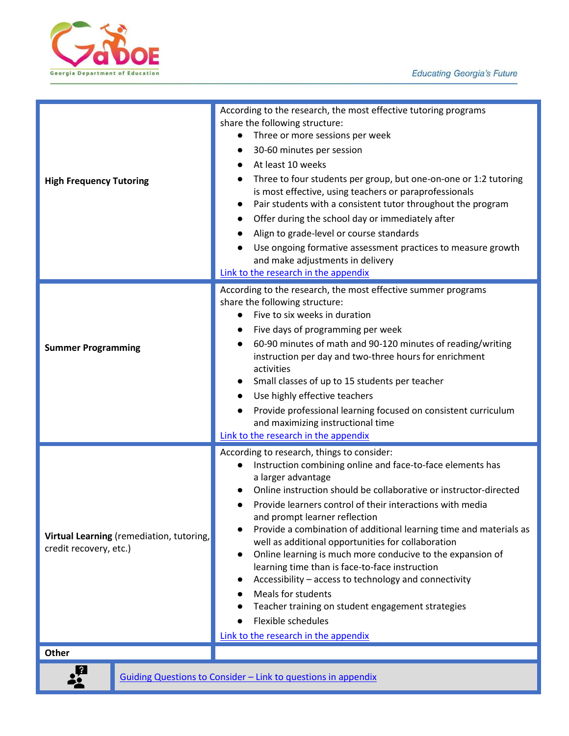| | |
|---|---|
| **High Frequency Tutoring** | According to the research, the most effective tutoring programs share the following structure:<br>• Three or more sessions per week<br>• 30-60 minutes per session<br>• At least 10 weeks<br>• Three to four students per group, but one-on-one or 1:2 tutoring is most effective, using teachers or paraprofessionals<br>• Pair students with a consistent tutor throughout the program<br>• Offer during the school day or immediately after<br>• Align to grade-level or course standards<br>• Use ongoing formative assessment practices to measure growth and make adjustments in delivery<br>Link to the research in the appendix |
| **Summer Programming** | According to the research, the most effective summer programs share the following structure:<br>• Five to six weeks in duration<br>• Five days of programming per week<br>• 60-90 minutes of math and 90-120 minutes of reading/writing instruction per day and two-three hours for enrichment activities<br>• Small classes of up to 15 students per teacher<br>• Use highly effective teachers<br>• Provide professional learning focused on consistent curriculum and maximizing instructional time<br>Link to the research in the appendix |
| **Virtual Learning** (remediation, tutoring, credit recovery, etc.) | According to research, things to consider:<br>• Instruction combining online and face-to-face elements has a larger advantage<br>• Online instruction should be collaborative or instructor-directed<br>• Provide learners control of their interactions with media and prompt learner reflection<br>• Provide a combination of additional learning time and materials as well as additional opportunities for collaboration<br>• Online learning is much more conducive to the expansion of learning time than is face-to-face instruction<br>• Accessibility – access to technology and connectivity<br>• Meals for students<br>• Teacher training on student engagement strategies<br>• Flexible schedules<br>Link to the research in the appendix |
| **Other** | |
| | Guiding Questions to Consider – Link to questions in appendix |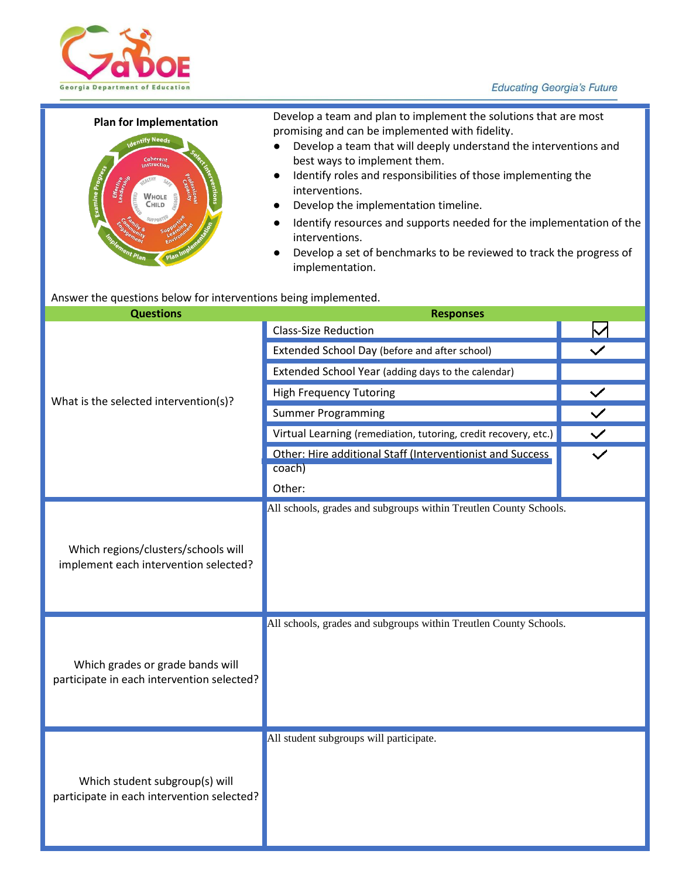## Plan for Implementation

Develop a team and plan to implement the solutions that are most promising and can be implemented with fidelity.

- Develop a team that will deeply understand the interventions and best ways to implement them.
- Identify roles and responsibilities of those implementing the interventions.
- Develop the implementation timeline.
- Identify resources and supports needed for the implementation of the interventions.
- Develop a set of benchmarks to be reviewed to track the progress of implementation.

Answer the questions below for interventions being implemented.

| Questions | Responses | |
|---|---|---|
| What is the selected intervention(s)? | Class-Size Reduction | ✓ |
| | Extended School Day (before and after school) | ✓ |
| | Extended School Year (adding days to the calendar) | |
| | High Frequency Tutoring | ✓ |
| | Summer Programming | ✓ |
| | Virtual Learning (remediation, tutoring, credit recovery, etc.) | ✓ |
| | Other: Hire additional Staff (Interventionist and Success coach) | ✓ |
| | Other: | |
| Which regions/clusters/schools will implement each intervention selected? | All schools, grades and subgroups within Treutlen County Schools. | |
| Which grades or grade bands will participate in each intervention selected? | All schools, grades and subgroups within Treutlen County Schools. | |
| Which student subgroup(s) will participate in each intervention selected? | All student subgroups will participate. | |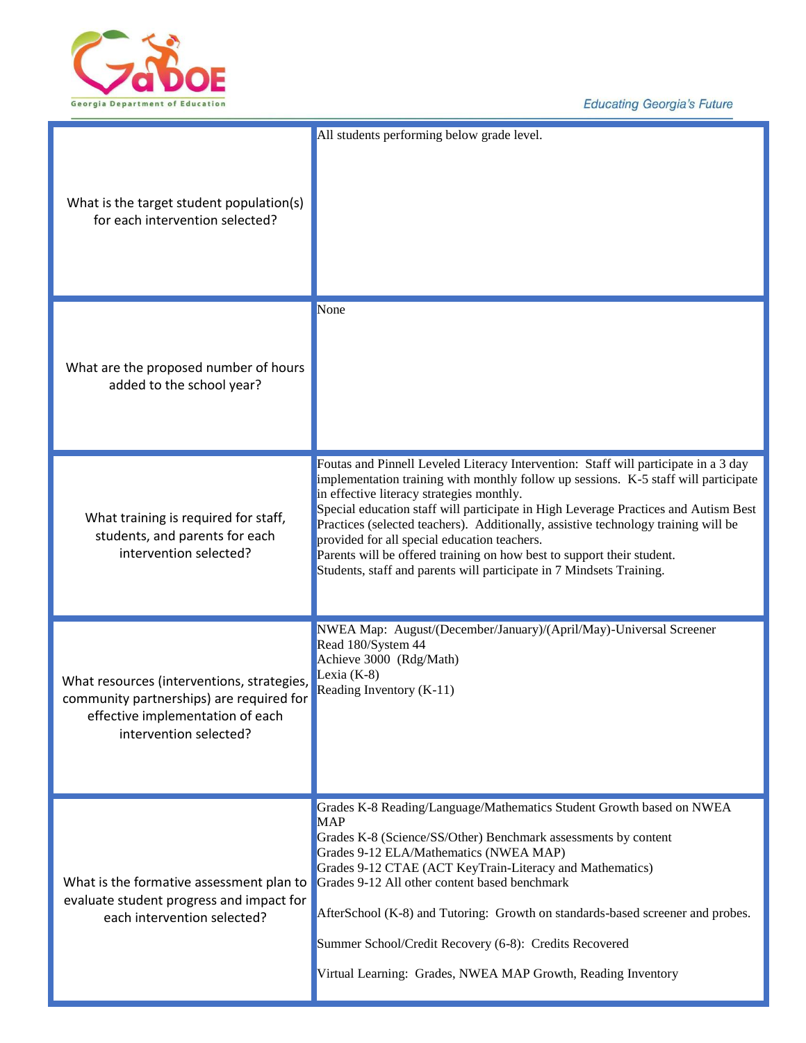| | |
|---|---|
| What is the target student population(s) for each intervention selected? | All students performing below grade level. |
| What are the proposed number of hours added to the school year? | None |
| What training is required for staff, students, and parents for each intervention selected? | Foutas and Pinnell Leveled Literacy Intervention: Staff will participate in a 3 day implementation training with monthly follow up sessions. K-5 staff will participate in effective literacy strategies monthly.<br>Special education staff will participate in High Leverage Practices and Autism Best Practices (selected teachers). Additionally, assistive technology training will be provided for all special education teachers.<br>Parents will be offered training on how best to support their student.<br>Students, staff and parents will participate in 7 Mindsets Training. |
| What resources (interventions, strategies, community partnerships) are required for effective implementation of each intervention selected? | NWEA Map: August/(December/January)/(April/May)-Universal Screener<br>Read 180/System 44<br>Achieve 3000 (Rdg/Math)<br>Lexia (K-8)<br>Reading Inventory (K-11) |
| What is the formative assessment plan to evaluate student progress and impact for each intervention selected? | Grades K-8 Reading/Language/Mathematics Student Growth based on NWEA MAP<br>Grades K-8 (Science/SS/Other) Benchmark assessments by content<br>Grades 9-12 ELA/Mathematics (NWEA MAP)<br>Grades 9-12 CTAE (ACT KeyTrain-Literacy and Mathematics)<br>Grades 9-12 All other content based benchmark<br><br>AfterSchool (K-8) and Tutoring: Growth on standards-based screener and probes.<br><br>Summer School/Credit Recovery (6-8): Credits Recovered<br><br>Virtual Learning: Grades, NWEA MAP Growth, Reading Inventory |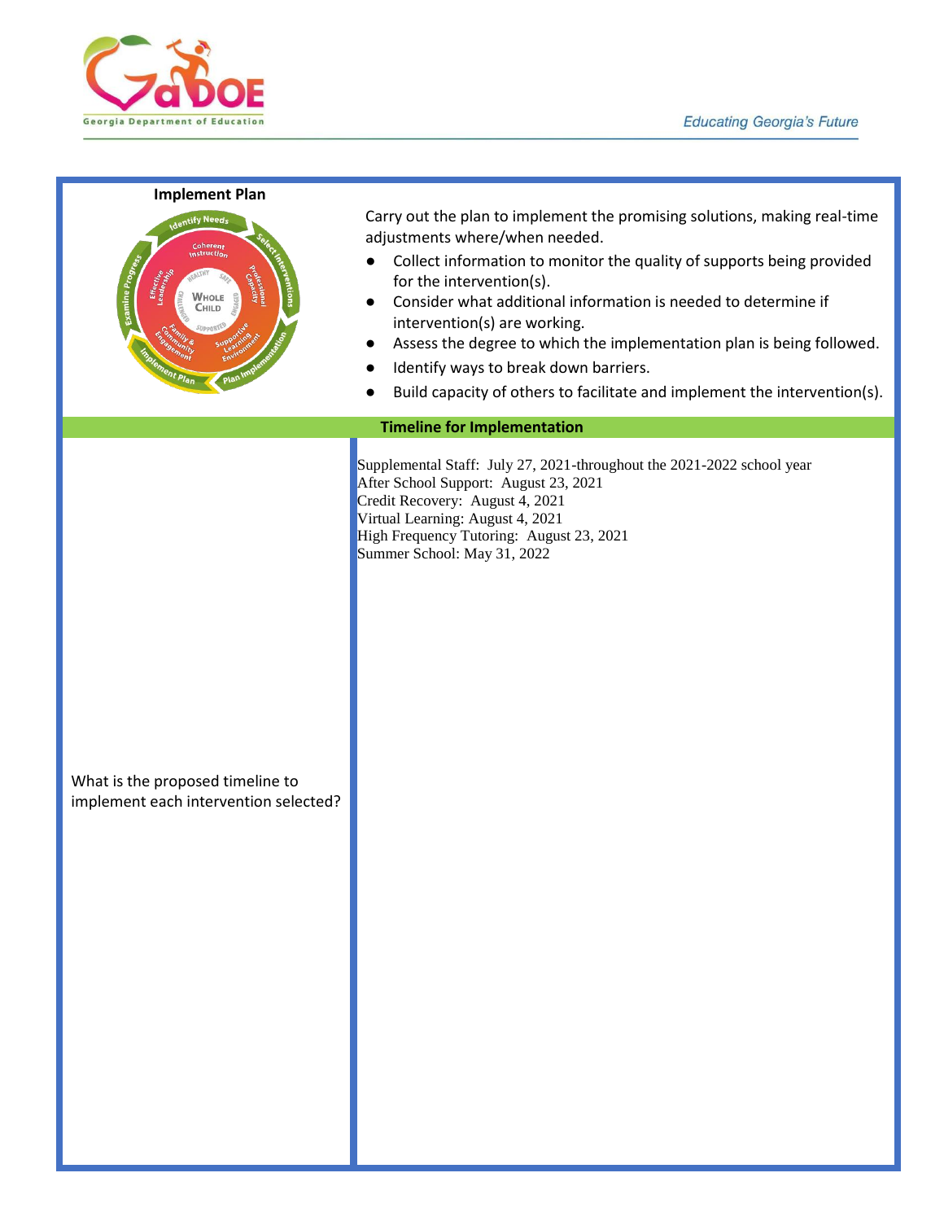**Implement Plan**

Carry out the plan to implement the promising solutions, making real-time adjustments where/when needed.

- Collect information to monitor the quality of supports being provided for the intervention(s).
- Consider what additional information is needed to determine if intervention(s) are working.
- Assess the degree to which the implementation plan is being followed.
- Identify ways to break down barriers.
- Build capacity of others to facilitate and implement the intervention(s).

**Timeline for Implementation**

| What is the proposed timeline to implement each intervention selected? | Supplemental Staff: July 27, 2021-throughout the 2021-2022 school year<br>After School Support: August 23, 2021<br>Credit Recovery: August 4, 2021<br>Virtual Learning: August 4, 2021<br>High Frequency Tutoring: August 23, 2021<br>Summer School: May 31, 2022 |
|---|---|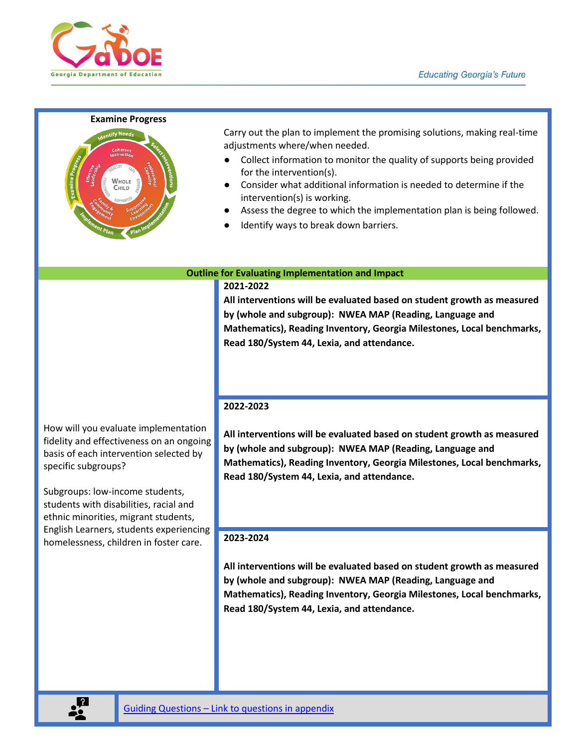## Examine Progress

Carry out the plan to implement the promising solutions, making real-time adjustments where/when needed.

- Collect information to monitor the quality of supports being provided for the intervention(s).
- Consider what additional information is needed to determine if the intervention(s) is working.
- Assess the degree to which the implementation plan is being followed.
- Identify ways to break down barriers.

### Outline for Evaluating Implementation and Impact

| | |
|---|---|
| How will you evaluate implementation fidelity and effectiveness on an ongoing basis of each intervention selected by specific subgroups?<br><br>Subgroups: low-income students, students with disabilities, racial and ethnic minorities, migrant students, English Learners, students experiencing homelessness, children in foster care. | **2021-2022**<br>**All interventions will be evaluated based on student growth as measured by (whole and subgroup): NWEA MAP (Reading, Language and Mathematics), Reading Inventory, Georgia Milestones, Local benchmarks, Read 180/System 44, Lexia, and attendance.** |
| | **2022-2023**<br><br>**All interventions will be evaluated based on student growth as measured by (whole and subgroup): NWEA MAP (Reading, Language and Mathematics), Reading Inventory, Georgia Milestones, Local benchmarks, Read 180/System 44, Lexia, and attendance.** |
| | **2023-2024**<br><br>**All interventions will be evaluated based on student growth as measured by (whole and subgroup): NWEA MAP (Reading, Language and Mathematics), Reading Inventory, Georgia Milestones, Local benchmarks, Read 180/System 44, Lexia, and attendance.** |

Guiding Questions – Link to questions in appendix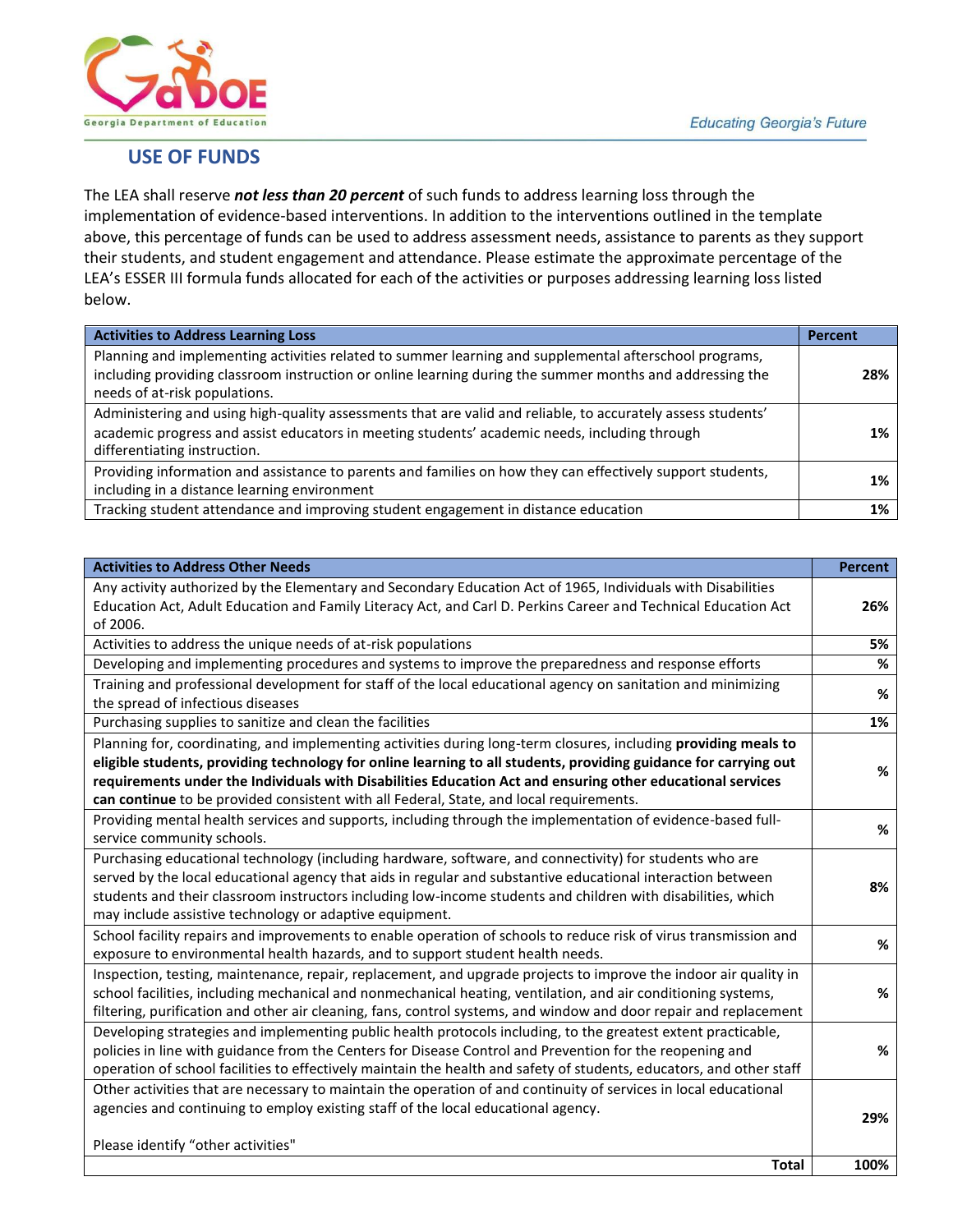## USE OF FUNDS

The LEA shall reserve ***not less than 20 percent*** of such funds to address learning loss through the implementation of evidence-based interventions. In addition to the interventions outlined in the template above, this percentage of funds can be used to address assessment needs, assistance to parents as they support their students, and student engagement and attendance. Please estimate the approximate percentage of the LEA's ESSER III formula funds allocated for each of the activities or purposes addressing learning loss listed below.

| Activities to Address Learning Loss | Percent |
|---|---|
| Planning and implementing activities related to summer learning and supplemental afterschool programs, including providing classroom instruction or online learning during the summer months and addressing the needs of at-risk populations. | 28% |
| Administering and using high-quality assessments that are valid and reliable, to accurately assess students' academic progress and assist educators in meeting students' academic needs, including through differentiating instruction. | 1% |
| Providing information and assistance to parents and families on how they can effectively support students, including in a distance learning environment | 1% |
| Tracking student attendance and improving student engagement in distance education | 1% |

| Activities to Address Other Needs | Percent |
|---|---|
| Any activity authorized by the Elementary and Secondary Education Act of 1965, Individuals with Disabilities Education Act, Adult Education and Family Literacy Act, and Carl D. Perkins Career and Technical Education Act of 2006. | 26% |
| Activities to address the unique needs of at-risk populations | 5% |
| Developing and implementing procedures and systems to improve the preparedness and response efforts | % |
| Training and professional development for staff of the local educational agency on sanitation and minimizing the spread of infectious diseases | % |
| Purchasing supplies to sanitize and clean the facilities | 1% |
| Planning for, coordinating, and implementing activities during long-term closures, including **providing meals to eligible students, providing technology for online learning to all students, providing guidance for carrying out requirements under the Individuals with Disabilities Education Act and ensuring other educational services can continue** to be provided consistent with all Federal, State, and local requirements. | % |
| Providing mental health services and supports, including through the implementation of evidence-based full-service community schools. | % |
| Purchasing educational technology (including hardware, software, and connectivity) for students who are served by the local educational agency that aids in regular and substantive educational interaction between students and their classroom instructors including low-income students and children with disabilities, which may include assistive technology or adaptive equipment. | 8% |
| School facility repairs and improvements to enable operation of schools to reduce risk of virus transmission and exposure to environmental health hazards, and to support student health needs. | % |
| Inspection, testing, maintenance, repair, replacement, and upgrade projects to improve the indoor air quality in school facilities, including mechanical and nonmechanical heating, ventilation, and air conditioning systems, filtering, purification and other air cleaning, fans, control systems, and window and door repair and replacement | % |
| Developing strategies and implementing public health protocols including, to the greatest extent practicable, policies in line with guidance from the Centers for Disease Control and Prevention for the reopening and operation of school facilities to effectively maintain the health and safety of students, educators, and other staff | % |
| Other activities that are necessary to maintain the operation of and continuity of services in local educational agencies and continuing to employ existing staff of the local educational agency.<br><br>Please identify "other activities" | 29% |
| **Total** | **100%** |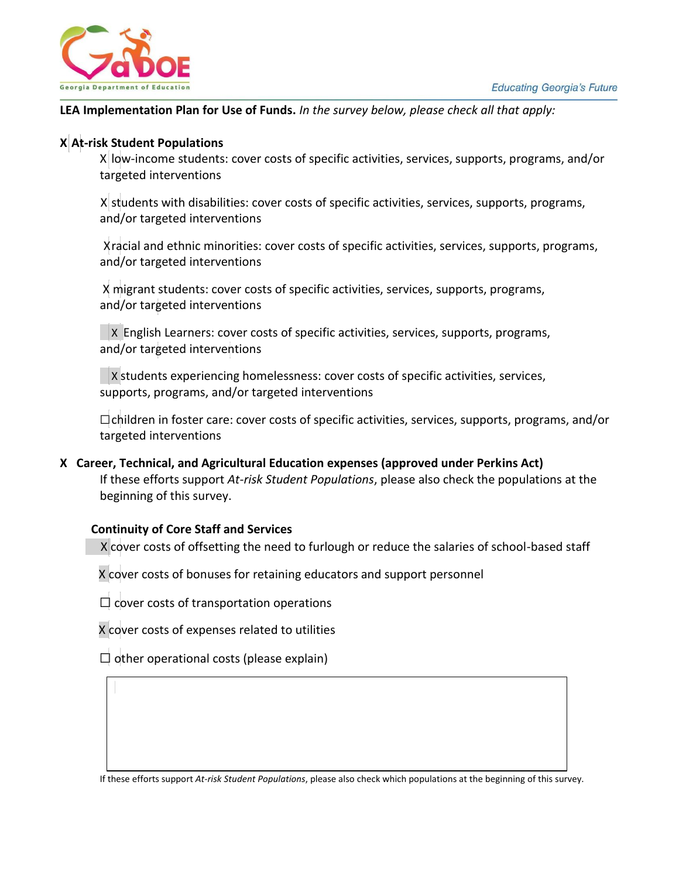**LEA Implementation Plan for Use of Funds.** *In the survey below, please check all that apply:*

**X At-risk Student Populations**

X low-income students: cover costs of specific activities, services, supports, programs, and/or targeted interventions

X students with disabilities: cover costs of specific activities, services, supports, programs, and/or targeted interventions

X racial and ethnic minorities: cover costs of specific activities, services, supports, programs, and/or targeted interventions

X migrant students: cover costs of specific activities, services, supports, programs, and/or targeted interventions

X English Learners: cover costs of specific activities, services, supports, programs, and/or targeted interventions

X students experiencing homelessness: cover costs of specific activities, services, supports, programs, and/or targeted interventions

☐ children in foster care: cover costs of specific activities, services, supports, programs, and/or targeted interventions

**X Career, Technical, and Agricultural Education expenses (approved under Perkins Act)**

If these efforts support *At-risk Student Populations*, please also check the populations at the beginning of this survey.

**Continuity of Core Staff and Services**

X cover costs of offsetting the need to furlough or reduce the salaries of school-based staff

X cover costs of bonuses for retaining educators and support personnel

☐ cover costs of transportation operations

X cover costs of expenses related to utilities

☐ other operational costs (please explain)

|   |
|---|
|   |

If these efforts support *At-risk Student Populations*, please also check which populations at the beginning of this survey.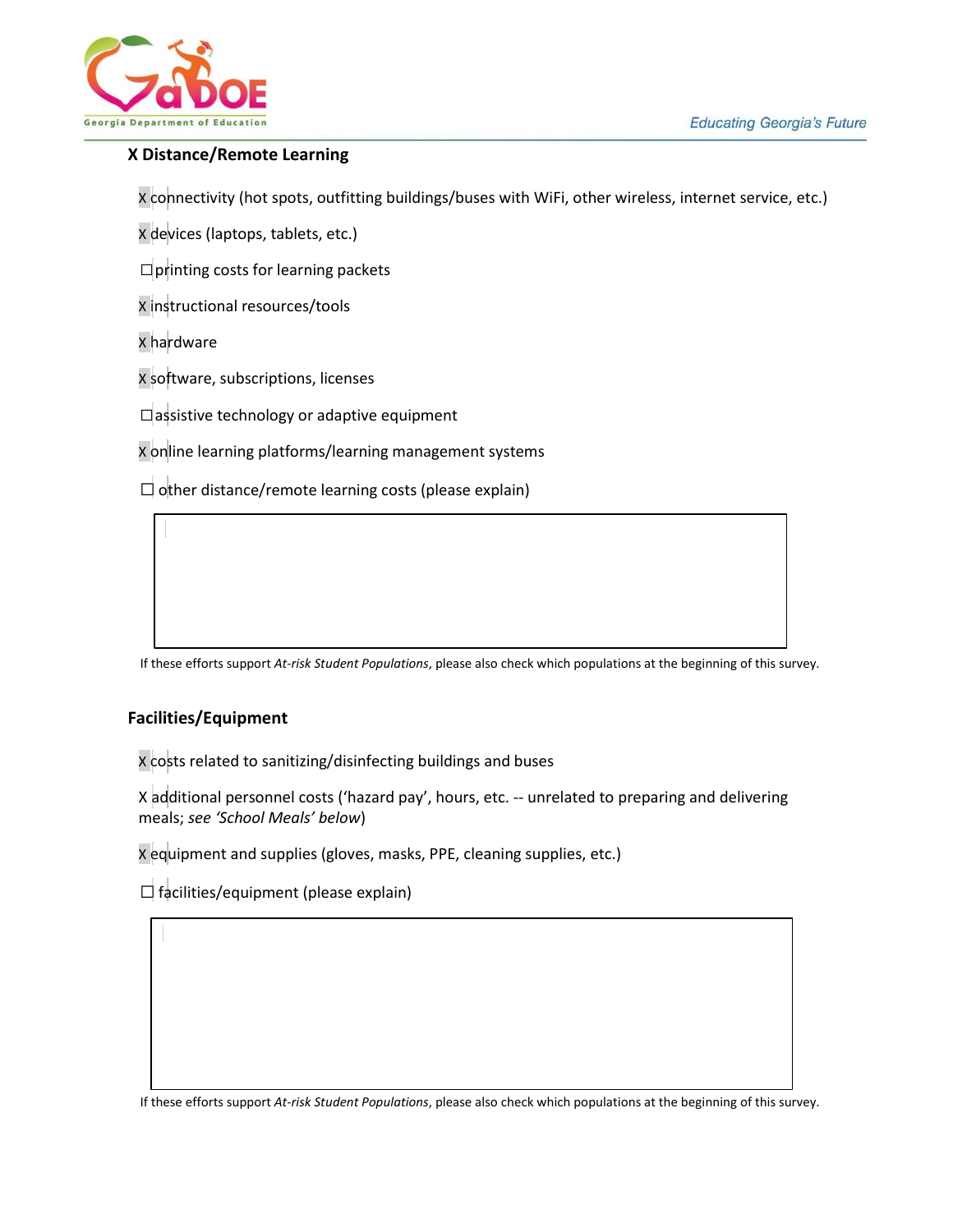## X Distance/Remote Learning

X connectivity (hot spots, outfitting buildings/buses with WiFi, other wireless, internet service, etc.)

X devices (laptops, tablets, etc.)

☐ printing costs for learning packets

X instructional resources/tools

X hardware

X software, subscriptions, licenses

☐ assistive technology or adaptive equipment

X online learning platforms/learning management systems

☐ other distance/remote learning costs (please explain)

If these efforts support *At-risk Student Populations*, please also check which populations at the beginning of this survey.

## Facilities/Equipment

X costs related to sanitizing/disinfecting buildings and buses

X additional personnel costs ('hazard pay', hours, etc. -- unrelated to preparing and delivering meals; *see 'School Meals' below*)

X equipment and supplies (gloves, masks, PPE, cleaning supplies, etc.)

☐ facilities/equipment (please explain)

If these efforts support *At-risk Student Populations*, please also check which populations at the beginning of this survey.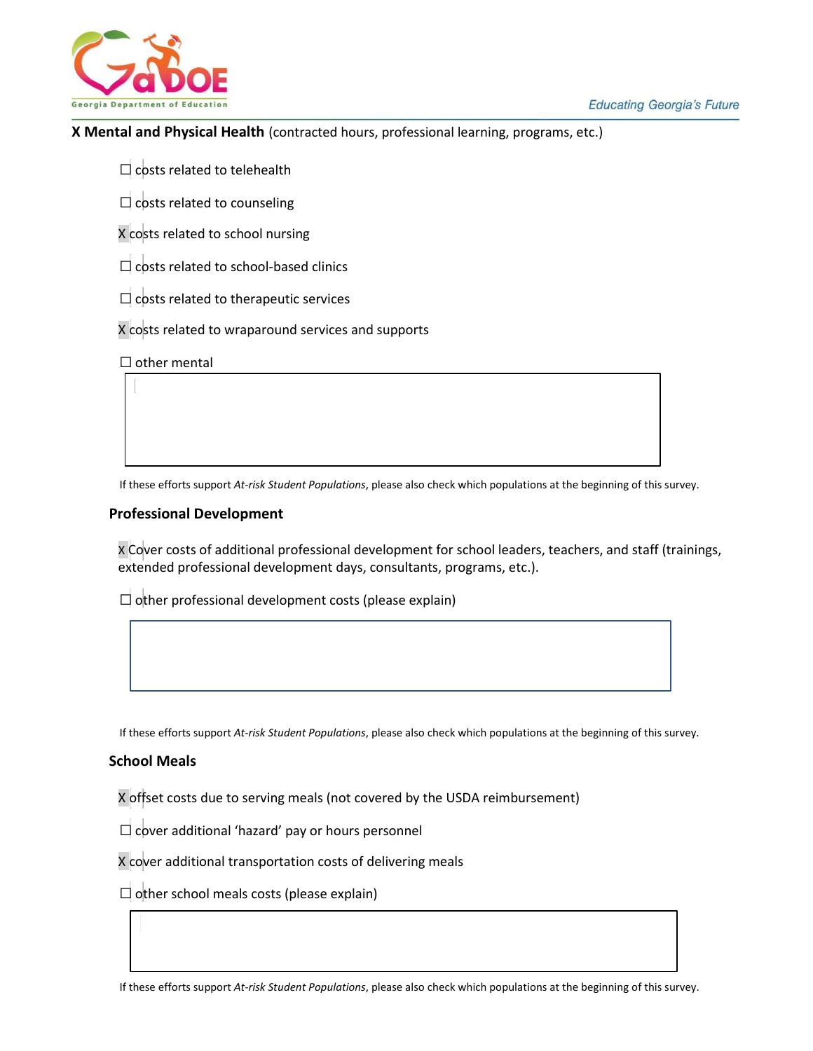**X Mental and Physical Health** (contracted hours, professional learning, programs, etc.)

☐ costs related to telehealth

☐ costs related to counseling

X costs related to school nursing

☐ costs related to school-based clinics

☐ costs related to therapeutic services

X costs related to wraparound services and supports

☐ other mental

If these efforts support *At-risk Student Populations*, please also check which populations at the beginning of this survey.

**Professional Development**

X Cover costs of additional professional development for school leaders, teachers, and staff (trainings, extended professional development days, consultants, programs, etc.).

☐ other professional development costs (please explain)

If these efforts support *At-risk Student Populations*, please also check which populations at the beginning of this survey.

**School Meals**

X offset costs due to serving meals (not covered by the USDA reimbursement)

☐ cover additional 'hazard' pay or hours personnel

X cover additional transportation costs of delivering meals

☐ other school meals costs (please explain)

If these efforts support *At-risk Student Populations*, please also check which populations at the beginning of this survey.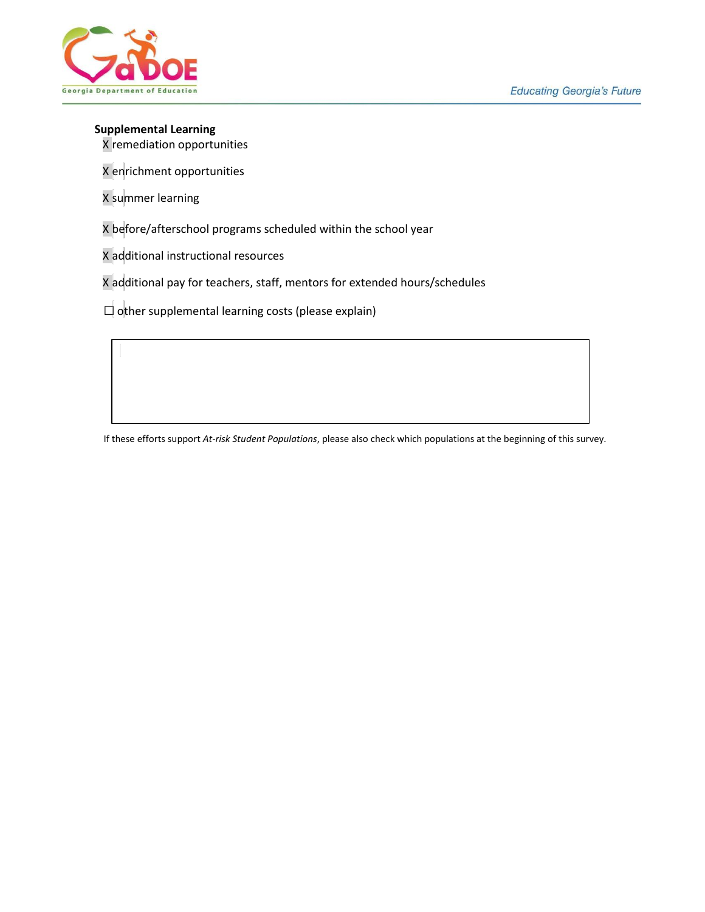**Supplemental Learning**

X remediation opportunities

X enrichment opportunities

X summer learning

X before/afterschool programs scheduled within the school year

X additional instructional resources

X additional pay for teachers, staff, mentors for extended hours/schedules

☐ other supplemental learning costs (please explain)

| |
|---|
| |

If these efforts support *At-risk Student Populations*, please also check which populations at the beginning of this survey.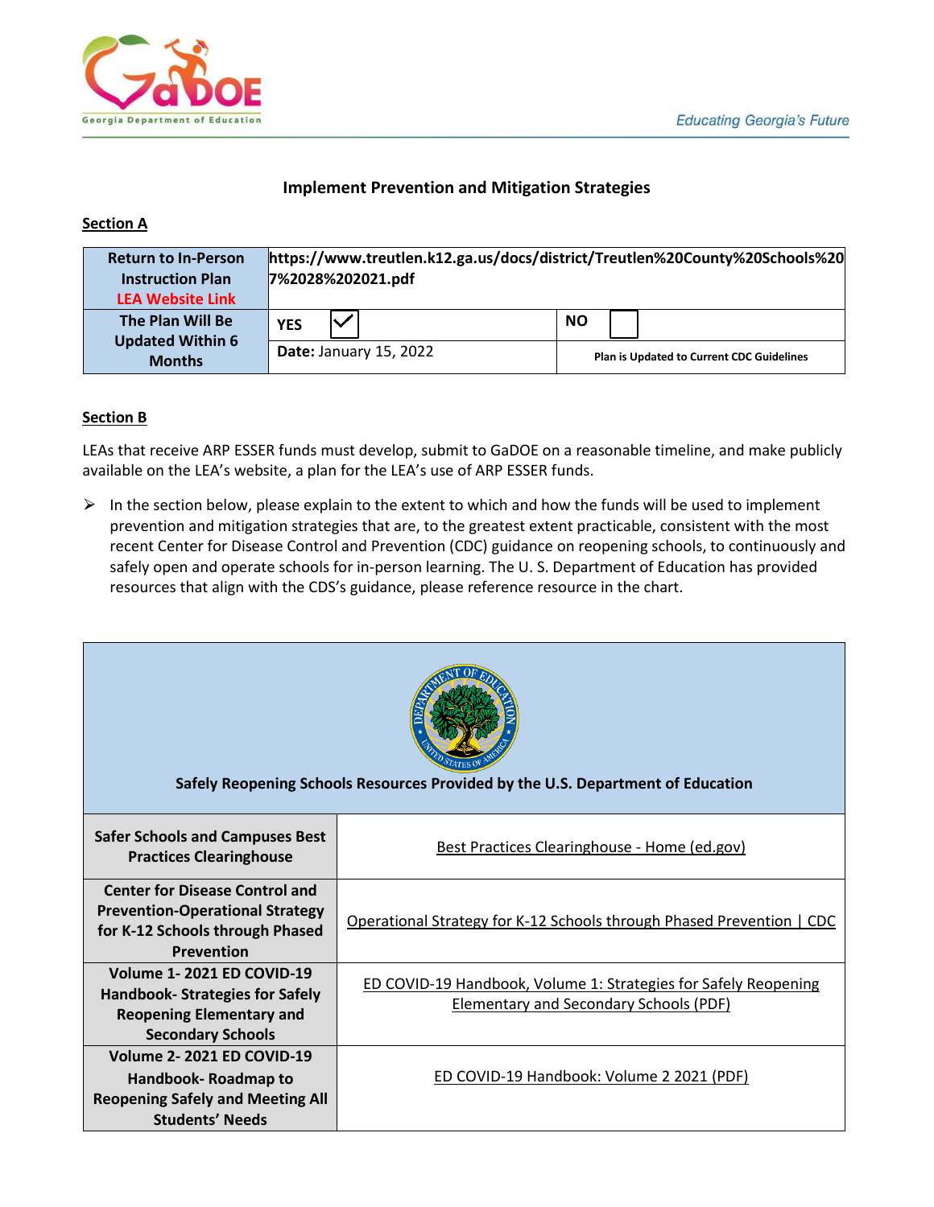## Implement Prevention and Mitigation Strategies

**Section A**

| Return to In-Person Instruction Plan LEA Website Link | https://www.treutlen.k12.ga.us/docs/district/Treutlen%20County%20Schools%207%2028%202021.pdf | |
|---|---|---|
| The Plan Will Be Updated Within 6 Months | YES ☑ | NO ☐ |
| | **Date:** January 15, 2022 | **Plan is Updated to Current CDC Guidelines** |

**Section B**

LEAs that receive ARP ESSER funds must develop, submit to GaDOE on a reasonable timeline, and make publicly available on the LEA's website, a plan for the LEA's use of ARP ESSER funds.

- In the section below, please explain to the extent to which and how the funds will be used to implement prevention and mitigation strategies that are, to the greatest extent practicable, consistent with the most recent Center for Disease Control and Prevention (CDC) guidance on reopening schools, to continuously and safely open and operate schools for in-person learning. The U. S. Department of Education has provided resources that align with the CDS's guidance, please reference resource in the chart.

| Safely Reopening Schools Resources Provided by the U.S. Department of Education | |
|---|---|
| **Safer Schools and Campuses Best Practices Clearinghouse** | Best Practices Clearinghouse - Home (ed.gov) |
| **Center for Disease Control and Prevention-Operational Strategy for K-12 Schools through Phased Prevention** | Operational Strategy for K-12 Schools through Phased Prevention \| CDC |
| **Volume 1- 2021 ED COVID-19 Handbook- Strategies for Safely Reopening Elementary and Secondary Schools** | ED COVID-19 Handbook, Volume 1: Strategies for Safely Reopening Elementary and Secondary Schools (PDF) |
| **Volume 2- 2021 ED COVID-19 Handbook- Roadmap to Reopening Safely and Meeting All Students' Needs** | ED COVID-19 Handbook: Volume 2 2021 (PDF) |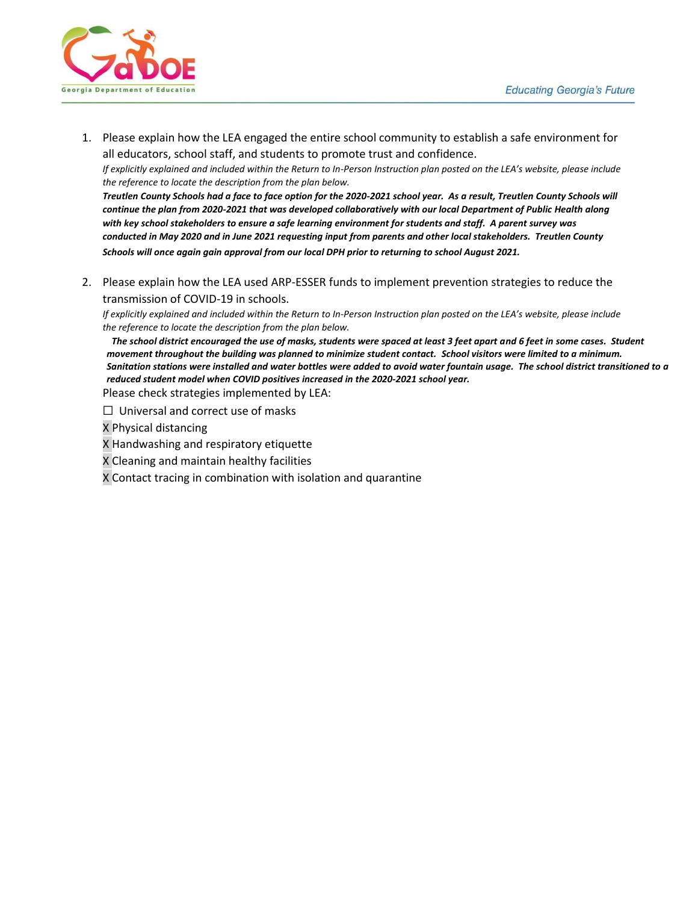1. Please explain how the LEA engaged the entire school community to establish a safe environment for all educators, school staff, and students to promote trust and confidence.
   *If explicitly explained and included within the Return to In-Person Instruction plan posted on the LEA's website, please include the reference to locate the description from the plan below.*
   ***Treutlen County Schools had a face to face option for the 2020-2021 school year. As a result, Treutlen County Schools will continue the plan from 2020-2021 that was developed collaboratively with our local Department of Public Health along with key school stakeholders to ensure a safe learning environment for students and staff. A parent survey was conducted in May 2020 and in June 2021 requesting input from parents and other local stakeholders. Treutlen County Schools will once again gain approval from our local DPH prior to returning to school August 2021.***

2. Please explain how the LEA used ARP-ESSER funds to implement prevention strategies to reduce the transmission of COVID-19 in schools.
   *If explicitly explained and included within the Return to In-Person Instruction plan posted on the LEA's website, please include the reference to locate the description from the plan below.*
   ***The school district encouraged the use of masks, students were spaced at least 3 feet apart and 6 feet in some cases. Student movement throughout the building was planned to minimize student contact. School visitors were limited to a minimum. Sanitation stations were installed and water bottles were added to avoid water fountain usage. The school district transitioned to a reduced student model when COVID positives increased in the 2020-2021 school year.***

   Please check strategies implemented by LEA:

   ☐ Universal and correct use of masks
   X Physical distancing
   X Handwashing and respiratory etiquette
   X Cleaning and maintain healthy facilities
   X Contact tracing in combination with isolation and quarantine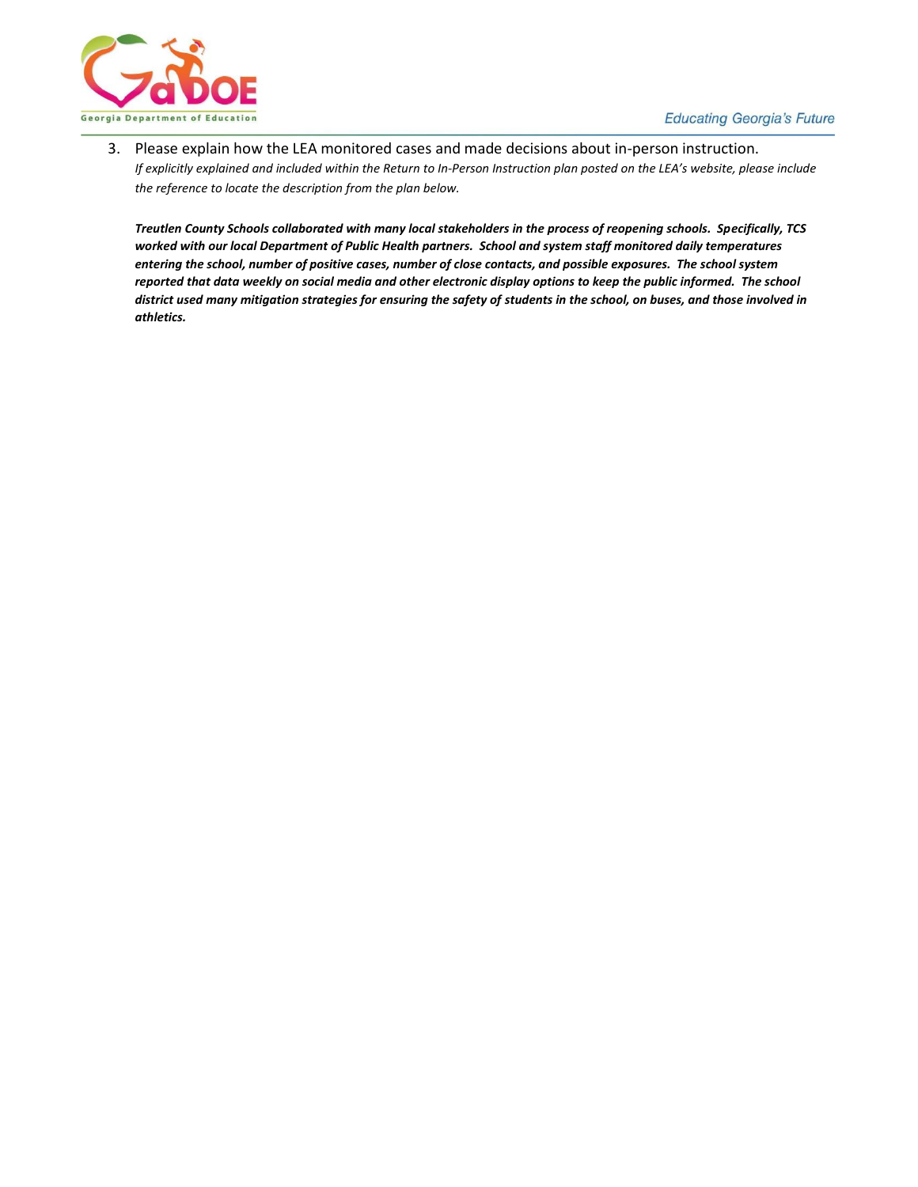3. Please explain how the LEA monitored cases and made decisions about in-person instruction.
   *If explicitly explained and included within the Return to In-Person Instruction plan posted on the LEA's website, please include the reference to locate the description from the plan below.*

   ***Treutlen County Schools collaborated with many local stakeholders in the process of reopening schools. Specifically, TCS worked with our local Department of Public Health partners. School and system staff monitored daily temperatures entering the school, number of positive cases, number of close contacts, and possible exposures. The school system reported that data weekly on social media and other electronic display options to keep the public informed. The school district used many mitigation strategies for ensuring the safety of students in the school, on buses, and those involved in athletics.***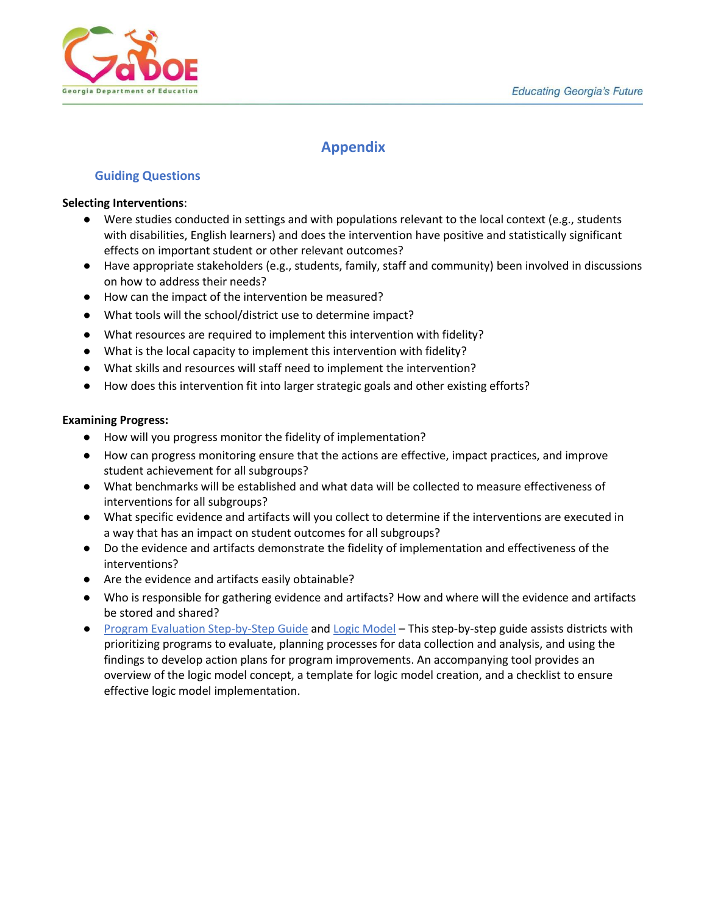# Appendix

## Guiding Questions

**Selecting Interventions**:

- Were studies conducted in settings and with populations relevant to the local context (e.g., students with disabilities, English learners) and does the intervention have positive and statistically significant effects on important student or other relevant outcomes?
- Have appropriate stakeholders (e.g., students, family, staff and community) been involved in discussions on how to address their needs?
- How can the impact of the intervention be measured?
- What tools will the school/district use to determine impact?
- What resources are required to implement this intervention with fidelity?
- What is the local capacity to implement this intervention with fidelity?
- What skills and resources will staff need to implement the intervention?
- How does this intervention fit into larger strategic goals and other existing efforts?

**Examining Progress:**

- How will you progress monitor the fidelity of implementation?
- How can progress monitoring ensure that the actions are effective, impact practices, and improve student achievement for all subgroups?
- What benchmarks will be established and what data will be collected to measure effectiveness of interventions for all subgroups?
- What specific evidence and artifacts will you collect to determine if the interventions are executed in a way that has an impact on student outcomes for all subgroups?
- Do the evidence and artifacts demonstrate the fidelity of implementation and effectiveness of the interventions?
- Are the evidence and artifacts easily obtainable?
- Who is responsible for gathering evidence and artifacts? How and where will the evidence and artifacts be stored and shared?
- Program Evaluation Step-by-Step Guide and Logic Model – This step-by-step guide assists districts with prioritizing programs to evaluate, planning processes for data collection and analysis, and using the findings to develop action plans for program improvements. An accompanying tool provides an overview of the logic model concept, a template for logic model creation, and a checklist to ensure effective logic model implementation.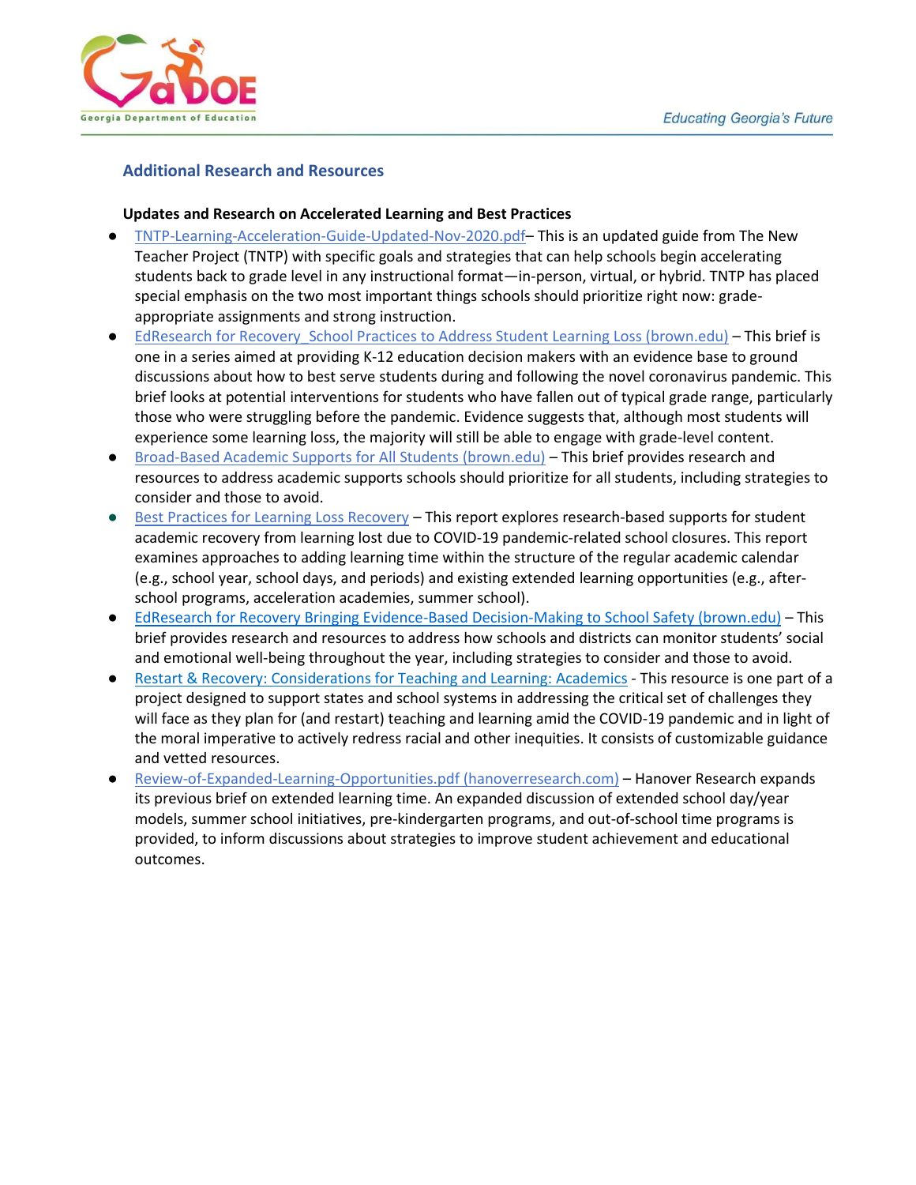## Additional Research and Resources

**Updates and Research on Accelerated Learning and Best Practices**

- TNTP-Learning-Acceleration-Guide-Updated-Nov-2020.pdf– This is an updated guide from The New Teacher Project (TNTP) with specific goals and strategies that can help schools begin accelerating students back to grade level in any instructional format—in-person, virtual, or hybrid. TNTP has placed special emphasis on the two most important things schools should prioritize right now: grade-appropriate assignments and strong instruction.
- EdResearch for Recovery_School Practices to Address Student Learning Loss (brown.edu) – This brief is one in a series aimed at providing K-12 education decision makers with an evidence base to ground discussions about how to best serve students during and following the novel coronavirus pandemic. This brief looks at potential interventions for students who have fallen out of typical grade range, particularly those who were struggling before the pandemic. Evidence suggests that, although most students will experience some learning loss, the majority will still be able to engage with grade-level content.
- Broad-Based Academic Supports for All Students (brown.edu) – This brief provides research and resources to address academic supports schools should prioritize for all students, including strategies to consider and those to avoid.
- Best Practices for Learning Loss Recovery – This report explores research-based supports for student academic recovery from learning lost due to COVID-19 pandemic-related school closures. This report examines approaches to adding learning time within the structure of the regular academic calendar (e.g., school year, school days, and periods) and existing extended learning opportunities (e.g., after-school programs, acceleration academies, summer school).
- EdResearch for Recovery Bringing Evidence-Based Decision-Making to School Safety (brown.edu) – This brief provides research and resources to address how schools and districts can monitor students' social and emotional well-being throughout the year, including strategies to consider and those to avoid.
- Restart & Recovery: Considerations for Teaching and Learning: Academics - This resource is one part of a project designed to support states and school systems in addressing the critical set of challenges they will face as they plan for (and restart) teaching and learning amid the COVID-19 pandemic and in light of the moral imperative to actively redress racial and other inequities. It consists of customizable guidance and vetted resources.
- Review-of-Expanded-Learning-Opportunities.pdf (hanoverresearch.com) – Hanover Research expands its previous brief on extended learning time. An expanded discussion of extended school day/year models, summer school initiatives, pre-kindergarten programs, and out-of-school time programs is provided, to inform discussions about strategies to improve student achievement and educational outcomes.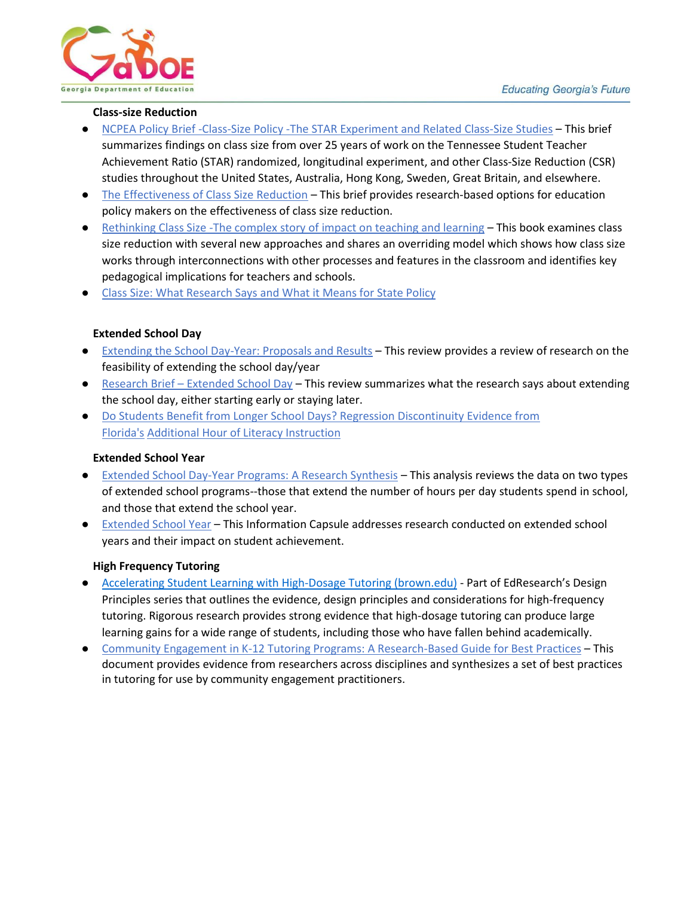**Class-size Reduction**

- NCPEA Policy Brief -Class-Size Policy -The STAR Experiment and Related Class-Size Studies – This brief summarizes findings on class size from over 25 years of work on the Tennessee Student Teacher Achievement Ratio (STAR) randomized, longitudinal experiment, and other Class-Size Reduction (CSR) studies throughout the United States, Australia, Hong Kong, Sweden, Great Britain, and elsewhere.
- The Effectiveness of Class Size Reduction – This brief provides research-based options for education policy makers on the effectiveness of class size reduction.
- Rethinking Class Size -The complex story of impact on teaching and learning – This book examines class size reduction with several new approaches and shares an overriding model which shows how class size works through interconnections with other processes and features in the classroom and identifies key pedagogical implications for teachers and schools.
- Class Size: What Research Says and What it Means for State Policy

**Extended School Day**

- Extending the School Day-Year: Proposals and Results – This review provides a review of research on the feasibility of extending the school day/year
- Research Brief – Extended School Day – This review summarizes what the research says about extending the school day, either starting early or staying later.
- Do Students Benefit from Longer School Days? Regression Discontinuity Evidence from Florida's Additional Hour of Literacy Instruction

**Extended School Year**

- Extended School Day-Year Programs: A Research Synthesis – This analysis reviews the data on two types of extended school programs--those that extend the number of hours per day students spend in school, and those that extend the school year.
- Extended School Year – This Information Capsule addresses research conducted on extended school years and their impact on student achievement.

**High Frequency Tutoring**

- Accelerating Student Learning with High-Dosage Tutoring (brown.edu) - Part of EdResearch's Design Principles series that outlines the evidence, design principles and considerations for high-frequency tutoring. Rigorous research provides strong evidence that high-dosage tutoring can produce large learning gains for a wide range of students, including those who have fallen behind academically.
- Community Engagement in K-12 Tutoring Programs: A Research-Based Guide for Best Practices – This document provides evidence from researchers across disciplines and synthesizes a set of best practices in tutoring for use by community engagement practitioners.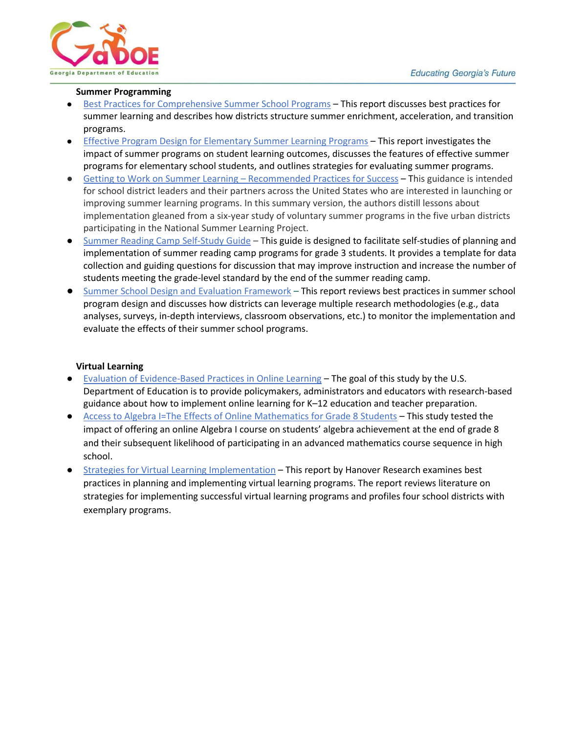**Summer Programming**

- Best Practices for Comprehensive Summer School Programs – This report discusses best practices for summer learning and describes how districts structure summer enrichment, acceleration, and transition programs.
- Effective Program Design for Elementary Summer Learning Programs – This report investigates the impact of summer programs on student learning outcomes, discusses the features of effective summer programs for elementary school students, and outlines strategies for evaluating summer programs.
- Getting to Work on Summer Learning – Recommended Practices for Success – This guidance is intended for school district leaders and their partners across the United States who are interested in launching or improving summer learning programs. In this summary version, the authors distill lessons about implementation gleaned from a six-year study of voluntary summer programs in the five urban districts participating in the National Summer Learning Project.
- Summer Reading Camp Self-Study Guide – This guide is designed to facilitate self-studies of planning and implementation of summer reading camp programs for grade 3 students. It provides a template for data collection and guiding questions for discussion that may improve instruction and increase the number of students meeting the grade-level standard by the end of the summer reading camp.
- Summer School Design and Evaluation Framework – This report reviews best practices in summer school program design and discusses how districts can leverage multiple research methodologies (e.g., data analyses, surveys, in-depth interviews, classroom observations, etc.) to monitor the implementation and evaluate the effects of their summer school programs.

**Virtual Learning**

- Evaluation of Evidence-Based Practices in Online Learning – The goal of this study by the U.S. Department of Education is to provide policymakers, administrators and educators with research-based guidance about how to implement online learning for K–12 education and teacher preparation.
- Access to Algebra I=The Effects of Online Mathematics for Grade 8 Students – This study tested the impact of offering an online Algebra I course on students' algebra achievement at the end of grade 8 and their subsequent likelihood of participating in an advanced mathematics course sequence in high school.
- Strategies for Virtual Learning Implementation – This report by Hanover Research examines best practices in planning and implementing virtual learning programs. The report reviews literature on strategies for implementing successful virtual learning programs and profiles four school districts with exemplary programs.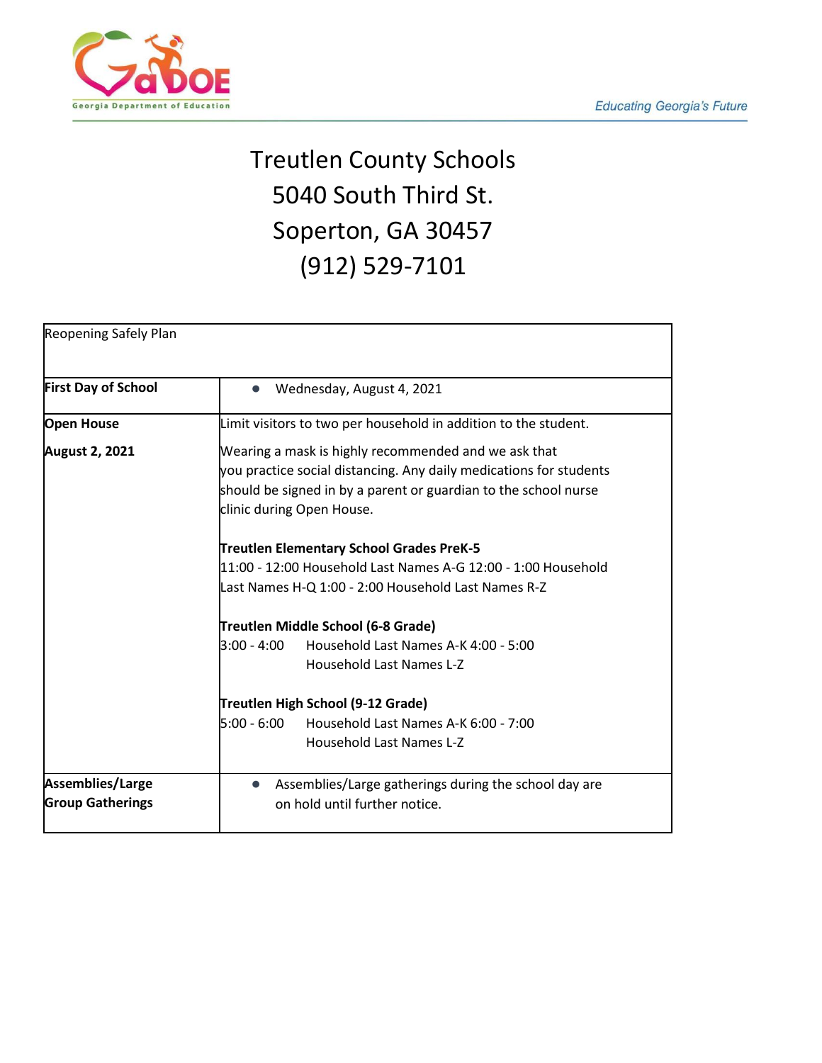# Treutlen County Schools
# 5040 South Third St.
# Soperton, GA 30457
# (912) 529-7101

| Reopening Safely Plan | |
|---|---|
| **First Day of School** | • Wednesday, August 4, 2021 |
| **Open House**<br><br>**August 2, 2021** | Limit visitors to two per household in addition to the student.<br><br>Wearing a mask is highly recommended and we ask that you practice social distancing. Any daily medications for students should be signed in by a parent or guardian to the school nurse clinic during Open House.<br><br>**Treutlen Elementary School Grades PreK-5**<br>11:00 - 12:00 Household Last Names A-G 12:00 - 1:00 Household Last Names H-Q 1:00 - 2:00 Household Last Names R-Z<br><br>**Treutlen Middle School (6-8 Grade)**<br>3:00 - 4:00 Household Last Names A-K 4:00 - 5:00 Household Last Names L-Z<br><br>**Treutlen High School (9-12 Grade)**<br>5:00 - 6:00 Household Last Names A-K 6:00 - 7:00 Household Last Names L-Z |
| **Assemblies/Large Group Gatherings** | • Assemblies/Large gatherings during the school day are on hold until further notice. |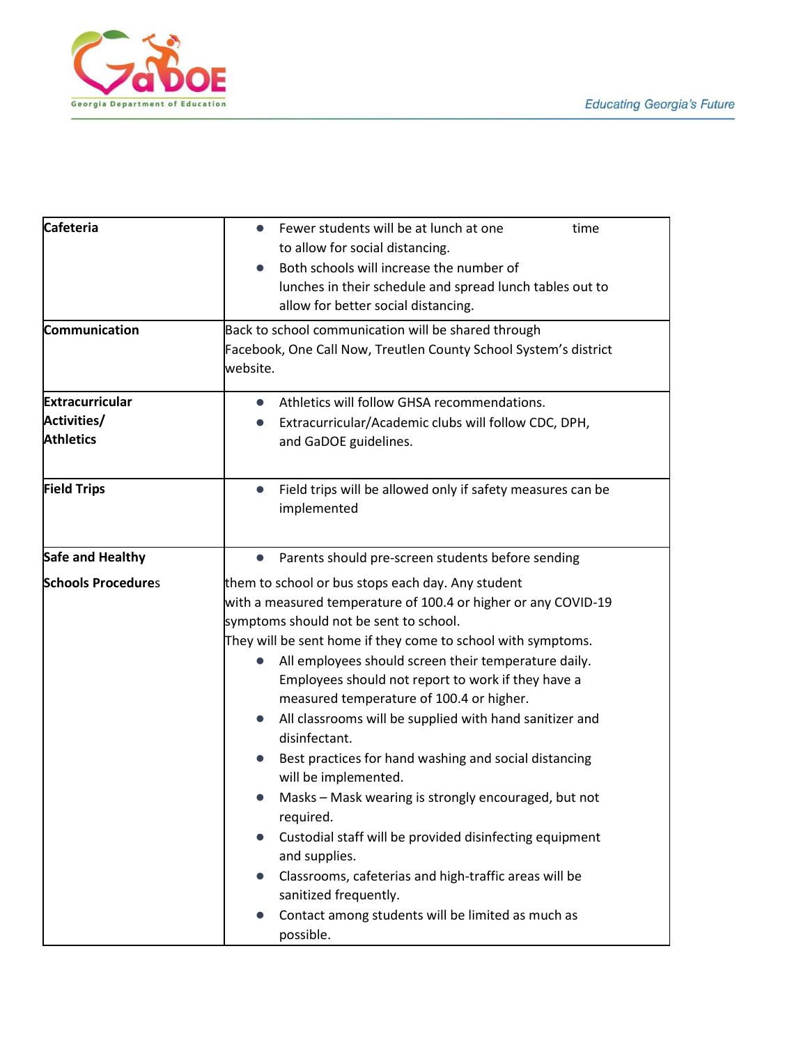| | |
|---|---|
| **Cafeteria** | • Fewer students will be at lunch at one time to allow for social distancing.<br>• Both schools will increase the number of lunches in their schedule and spread lunch tables out to allow for better social distancing. |
| **Communication** | Back to school communication will be shared through Facebook, One Call Now, Treutlen County School System's district website. |
| **Extracurricular Activities/ Athletics** | • Athletics will follow GHSA recommendations.<br>• Extracurricular/Academic clubs will follow CDC, DPH, and GaDOE guidelines. |
| **Field Trips** | • Field trips will be allowed only if safety measures can be implemented |
| **Safe and Healthy Schools Procedures** | • Parents should pre-screen students before sending them to school or bus stops each day. Any student with a measured temperature of 100.4 or higher or any COVID-19 symptoms should not be sent to school. They will be sent home if they come to school with symptoms.<br>• All employees should screen their temperature daily. Employees should not report to work if they have a measured temperature of 100.4 or higher.<br>• All classrooms will be supplied with hand sanitizer and disinfectant.<br>• Best practices for hand washing and social distancing will be implemented.<br>• Masks – Mask wearing is strongly encouraged, but not required.<br>• Custodial staff will be provided disinfecting equipment and supplies.<br>• Classrooms, cafeterias and high-traffic areas will be sanitized frequently.<br>• Contact among students will be limited as much as possible. |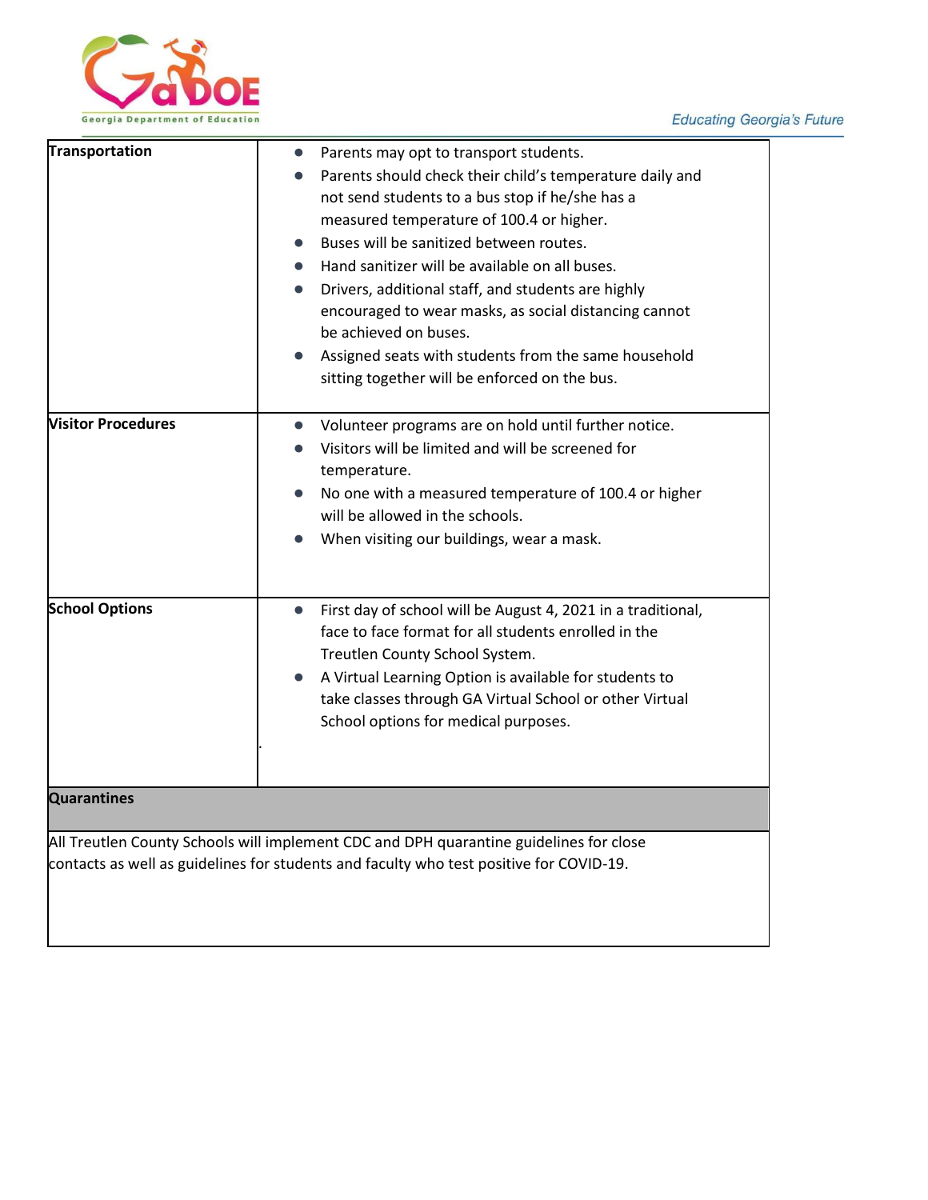| | |
|---|---|
| **Transportation** | • Parents may opt to transport students.<br>• Parents should check their child's temperature daily and not send students to a bus stop if he/she has a measured temperature of 100.4 or higher.<br>• Buses will be sanitized between routes.<br>• Hand sanitizer will be available on all buses.<br>• Drivers, additional staff, and students are highly encouraged to wear masks, as social distancing cannot be achieved on buses.<br>• Assigned seats with students from the same household sitting together will be enforced on the bus. |
| **Visitor Procedures** | • Volunteer programs are on hold until further notice.<br>• Visitors will be limited and will be screened for temperature.<br>• No one with a measured temperature of 100.4 or higher will be allowed in the schools.<br>• When visiting our buildings, wear a mask. |
| **School Options** | • First day of school will be August 4, 2021 in a traditional, face to face format for all students enrolled in the Treutlen County School System.<br>• A Virtual Learning Option is available for students to take classes through GA Virtual School or other Virtual School options for medical purposes.<br>. |

| **Quarantines** |
|---|
| All Treutlen County Schools will implement CDC and DPH quarantine guidelines for close contacts as well as guidelines for students and faculty who test positive for COVID-19. |